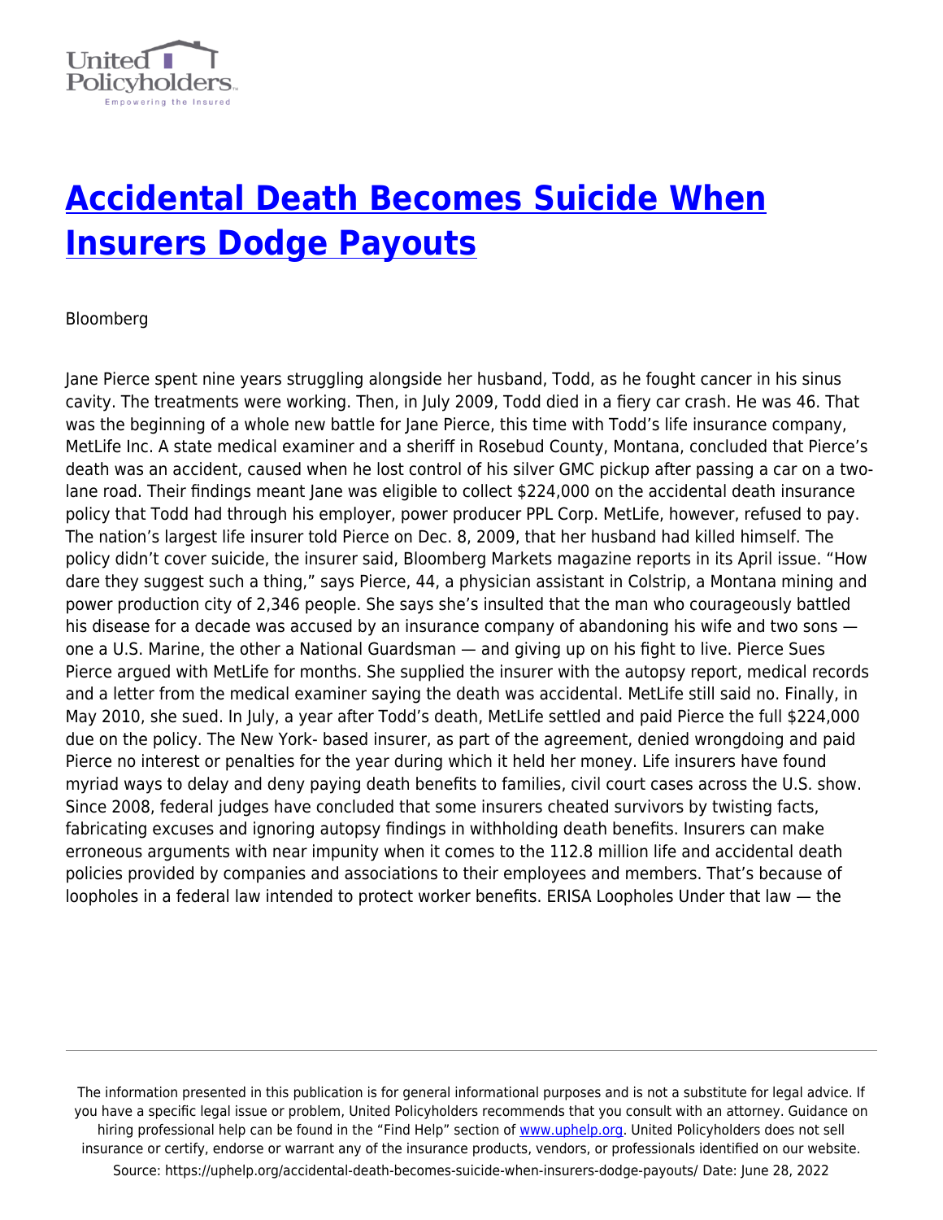# [Accidental Death Becomes Suicide When Insurers Dodge Payouts](https://uphelp.org/accidental-death-becomes-suicide-when-insurers-dodge-payouts/)

Bloomberg

Jane Pierce spent nine years struggling alongside her husband, Todd, as he fought cancer in his sinus cavity. The treatments were working. Then, in July 2009, Todd died in a fiery car crash. He was 46. That was the beginning of a whole new battle for Jane Pierce, this time with Todd's life insurance company, MetLife Inc. A state medical examiner and a sheriff in Rosebud County, Montana, concluded that Pierce's death was an accident, caused when he lost control of his silver GMC pickup after passing a car on a two-lane road. Their findings meant Jane was eligible to collect $224,000 on the accidental death insurance policy that Todd had through his employer, power producer PPL Corp. MetLife, however, refused to pay. The nation's largest life insurer told Pierce on Dec. 8, 2009, that her husband had killed himself. The policy didn't cover suicide, the insurer said, Bloomberg Markets magazine reports in its April issue. "How dare they suggest such a thing," says Pierce, 44, a physician assistant in Colstrip, a Montana mining and power production city of 2,346 people. She says she's insulted that the man who courageously battled his disease for a decade was accused by an insurance company of abandoning his wife and two sons — one a U.S. Marine, the other a National Guardsman — and giving up on his fight to live. Pierce Sues Pierce argued with MetLife for months. She supplied the insurer with the autopsy report, medical records and a letter from the medical examiner saying the death was accidental. MetLife still said no. Finally, in May 2010, she sued. In July, a year after Todd's death, MetLife settled and paid Pierce the full $224,000 due on the policy. The New York- based insurer, as part of the agreement, denied wrongdoing and paid Pierce no interest or penalties for the year during which it held her money. Life insurers have found myriad ways to delay and deny paying death benefits to families, civil court cases across the U.S. show. Since 2008, federal judges have concluded that some insurers cheated survivors by twisting facts, fabricating excuses and ignoring autopsy findings in withholding death benefits. Insurers can make erroneous arguments with near impunity when it comes to the 112.8 million life and accidental death policies provided by companies and associations to their employees and members. That's because of loopholes in a federal law intended to protect worker benefits. ERISA Loopholes Under that law — the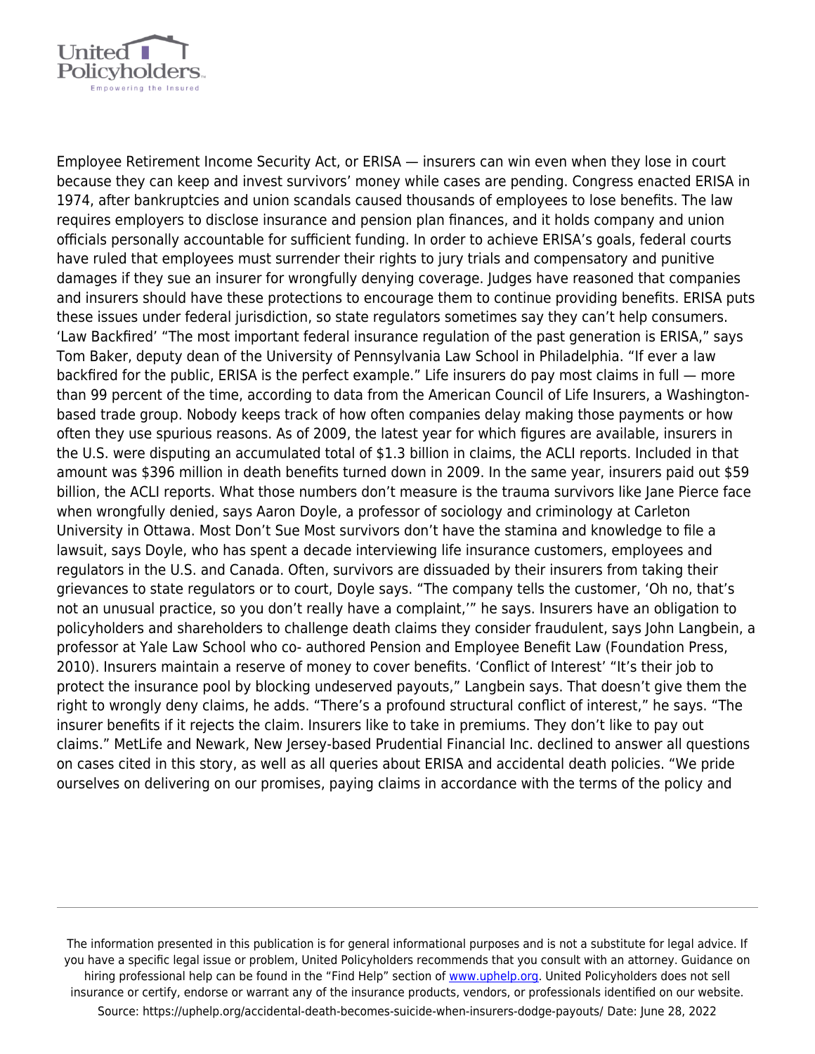Employee Retirement Income Security Act, or ERISA — insurers can win even when they lose in court because they can keep and invest survivors' money while cases are pending. Congress enacted ERISA in 1974, after bankruptcies and union scandals caused thousands of employees to lose benefits. The law requires employers to disclose insurance and pension plan finances, and it holds company and union officials personally accountable for sufficient funding. In order to achieve ERISA's goals, federal courts have ruled that employees must surrender their rights to jury trials and compensatory and punitive damages if they sue an insurer for wrongfully denying coverage. Judges have reasoned that companies and insurers should have these protections to encourage them to continue providing benefits. ERISA puts these issues under federal jurisdiction, so state regulators sometimes say they can't help consumers. 'Law Backfired' "The most important federal insurance regulation of the past generation is ERISA," says Tom Baker, deputy dean of the University of Pennsylvania Law School in Philadelphia. "If ever a law backfired for the public, ERISA is the perfect example." Life insurers do pay most claims in full — more than 99 percent of the time, according to data from the American Council of Life Insurers, a Washington-based trade group. Nobody keeps track of how often companies delay making those payments or how often they use spurious reasons. As of 2009, the latest year for which figures are available, insurers in the U.S. were disputing an accumulated total of $1.3 billion in claims, the ACLI reports. Included in that amount was $396 million in death benefits turned down in 2009. In the same year, insurers paid out $59 billion, the ACLI reports. What those numbers don't measure is the trauma survivors like Jane Pierce face when wrongfully denied, says Aaron Doyle, a professor of sociology and criminology at Carleton University in Ottawa. Most Don't Sue Most survivors don't have the stamina and knowledge to file a lawsuit, says Doyle, who has spent a decade interviewing life insurance customers, employees and regulators in the U.S. and Canada. Often, survivors are dissuaded by their insurers from taking their grievances to state regulators or to court, Doyle says. "The company tells the customer, 'Oh no, that's not an unusual practice, so you don't really have a complaint,'" he says. Insurers have an obligation to policyholders and shareholders to challenge death claims they consider fraudulent, says John Langbein, a professor at Yale Law School who co- authored Pension and Employee Benefit Law (Foundation Press, 2010). Insurers maintain a reserve of money to cover benefits. 'Conflict of Interest' "It's their job to protect the insurance pool by blocking undeserved payouts," Langbein says. That doesn't give them the right to wrongly deny claims, he adds. "There's a profound structural conflict of interest," he says. "The insurer benefits if it rejects the claim. Insurers like to take in premiums. They don't like to pay out claims." MetLife and Newark, New Jersey-based Prudential Financial Inc. declined to answer all questions on cases cited in this story, as well as all queries about ERISA and accidental death policies. "We pride ourselves on delivering on our promises, paying claims in accordance with the terms of the policy and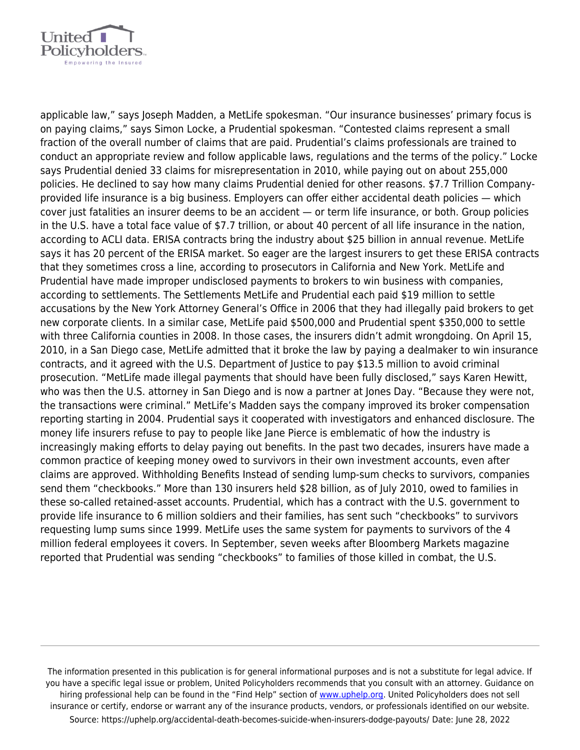applicable law," says Joseph Madden, a MetLife spokesman. "Our insurance businesses' primary focus is on paying claims," says Simon Locke, a Prudential spokesman. "Contested claims represent a small fraction of the overall number of claims that are paid. Prudential's claims professionals are trained to conduct an appropriate review and follow applicable laws, regulations and the terms of the policy." Locke says Prudential denied 33 claims for misrepresentation in 2010, while paying out on about 255,000 policies. He declined to say how many claims Prudential denied for other reasons. $7.7 Trillion Company-provided life insurance is a big business. Employers can offer either accidental death policies — which cover just fatalities an insurer deems to be an accident — or term life insurance, or both. Group policies in the U.S. have a total face value of $7.7 trillion, or about 40 percent of all life insurance in the nation, according to ACLI data. ERISA contracts bring the industry about $25 billion in annual revenue. MetLife says it has 20 percent of the ERISA market. So eager are the largest insurers to get these ERISA contracts that they sometimes cross a line, according to prosecutors in California and New York. MetLife and Prudential have made improper undisclosed payments to brokers to win business with companies, according to settlements. The Settlements MetLife and Prudential each paid $19 million to settle accusations by the New York Attorney General's Office in 2006 that they had illegally paid brokers to get new corporate clients. In a similar case, MetLife paid $500,000 and Prudential spent $350,000 to settle with three California counties in 2008. In those cases, the insurers didn't admit wrongdoing. On April 15, 2010, in a San Diego case, MetLife admitted that it broke the law by paying a dealmaker to win insurance contracts, and it agreed with the U.S. Department of Justice to pay $13.5 million to avoid criminal prosecution. "MetLife made illegal payments that should have been fully disclosed," says Karen Hewitt, who was then the U.S. attorney in San Diego and is now a partner at Jones Day. "Because they were not, the transactions were criminal." MetLife's Madden says the company improved its broker compensation reporting starting in 2004. Prudential says it cooperated with investigators and enhanced disclosure. The money life insurers refuse to pay to people like Jane Pierce is emblematic of how the industry is increasingly making efforts to delay paying out benefits. In the past two decades, insurers have made a common practice of keeping money owed to survivors in their own investment accounts, even after claims are approved. Withholding Benefits Instead of sending lump-sum checks to survivors, companies send them "checkbooks." More than 130 insurers held $28 billion, as of July 2010, owed to families in these so-called retained-asset accounts. Prudential, which has a contract with the U.S. government to provide life insurance to 6 million soldiers and their families, has sent such "checkbooks" to survivors requesting lump sums since 1999. MetLife uses the same system for payments to survivors of the 4 million federal employees it covers. In September, seven weeks after Bloomberg Markets magazine reported that Prudential was sending "checkbooks" to families of those killed in combat, the U.S.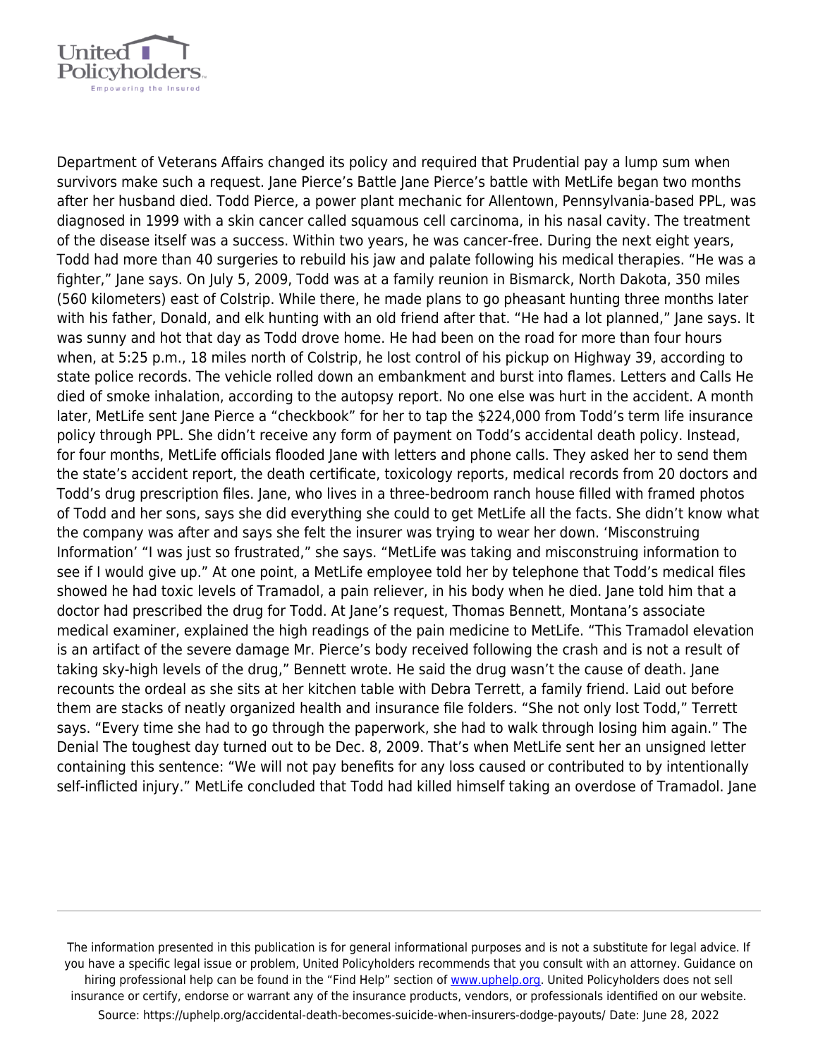Department of Veterans Affairs changed its policy and required that Prudential pay a lump sum when survivors make such a request. Jane Pierce's Battle Jane Pierce's battle with MetLife began two months after her husband died. Todd Pierce, a power plant mechanic for Allentown, Pennsylvania-based PPL, was diagnosed in 1999 with a skin cancer called squamous cell carcinoma, in his nasal cavity. The treatment of the disease itself was a success. Within two years, he was cancer-free. During the next eight years, Todd had more than 40 surgeries to rebuild his jaw and palate following his medical therapies. "He was a fighter," Jane says. On July 5, 2009, Todd was at a family reunion in Bismarck, North Dakota, 350 miles (560 kilometers) east of Colstrip. While there, he made plans to go pheasant hunting three months later with his father, Donald, and elk hunting with an old friend after that. "He had a lot planned," Jane says. It was sunny and hot that day as Todd drove home. He had been on the road for more than four hours when, at 5:25 p.m., 18 miles north of Colstrip, he lost control of his pickup on Highway 39, according to state police records. The vehicle rolled down an embankment and burst into flames. Letters and Calls He died of smoke inhalation, according to the autopsy report. No one else was hurt in the accident. A month later, MetLife sent Jane Pierce a "checkbook" for her to tap the $224,000 from Todd's term life insurance policy through PPL. She didn't receive any form of payment on Todd's accidental death policy. Instead, for four months, MetLife officials flooded Jane with letters and phone calls. They asked her to send them the state's accident report, the death certificate, toxicology reports, medical records from 20 doctors and Todd's drug prescription files. Jane, who lives in a three-bedroom ranch house filled with framed photos of Todd and her sons, says she did everything she could to get MetLife all the facts. She didn't know what the company was after and says she felt the insurer was trying to wear her down. 'Misconstruing Information' "I was just so frustrated," she says. "MetLife was taking and misconstruing information to see if I would give up." At one point, a MetLife employee told her by telephone that Todd's medical files showed he had toxic levels of Tramadol, a pain reliever, in his body when he died. Jane told him that a doctor had prescribed the drug for Todd. At Jane's request, Thomas Bennett, Montana's associate medical examiner, explained the high readings of the pain medicine to MetLife. "This Tramadol elevation is an artifact of the severe damage Mr. Pierce's body received following the crash and is not a result of taking sky-high levels of the drug," Bennett wrote. He said the drug wasn't the cause of death. Jane recounts the ordeal as she sits at her kitchen table with Debra Terrett, a family friend. Laid out before them are stacks of neatly organized health and insurance file folders. "She not only lost Todd," Terrett says. "Every time she had to go through the paperwork, she had to walk through losing him again." The Denial The toughest day turned out to be Dec. 8, 2009. That's when MetLife sent her an unsigned letter containing this sentence: "We will not pay benefits for any loss caused or contributed to by intentionally self-inflicted injury." MetLife concluded that Todd had killed himself taking an overdose of Tramadol. Jane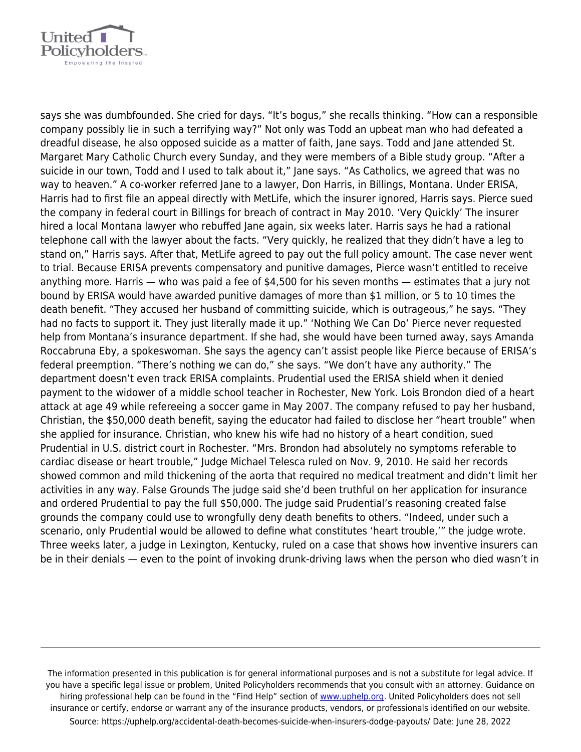says she was dumbfounded. She cried for days. "It's bogus," she recalls thinking. "How can a responsible company possibly lie in such a terrifying way?" Not only was Todd an upbeat man who had defeated a dreadful disease, he also opposed suicide as a matter of faith, Jane says. Todd and Jane attended St. Margaret Mary Catholic Church every Sunday, and they were members of a Bible study group. "After a suicide in our town, Todd and I used to talk about it," Jane says. "As Catholics, we agreed that was no way to heaven." A co-worker referred Jane to a lawyer, Don Harris, in Billings, Montana. Under ERISA, Harris had to first file an appeal directly with MetLife, which the insurer ignored, Harris says. Pierce sued the company in federal court in Billings for breach of contract in May 2010. 'Very Quickly' The insurer hired a local Montana lawyer who rebuffed Jane again, six weeks later. Harris says he had a rational telephone call with the lawyer about the facts. "Very quickly, he realized that they didn't have a leg to stand on," Harris says. After that, MetLife agreed to pay out the full policy amount. The case never went to trial. Because ERISA prevents compensatory and punitive damages, Pierce wasn't entitled to receive anything more. Harris — who was paid a fee of $4,500 for his seven months — estimates that a jury not bound by ERISA would have awarded punitive damages of more than $1 million, or 5 to 10 times the death benefit. "They accused her husband of committing suicide, which is outrageous," he says. "They had no facts to support it. They just literally made it up." 'Nothing We Can Do' Pierce never requested help from Montana's insurance department. If she had, she would have been turned away, says Amanda Roccabruna Eby, a spokeswoman. She says the agency can't assist people like Pierce because of ERISA's federal preemption. "There's nothing we can do," she says. "We don't have any authority." The department doesn't even track ERISA complaints. Prudential used the ERISA shield when it denied payment to the widower of a middle school teacher in Rochester, New York. Lois Brondon died of a heart attack at age 49 while refereeing a soccer game in May 2007. The company refused to pay her husband, Christian, the $50,000 death benefit, saying the educator had failed to disclose her "heart trouble" when she applied for insurance. Christian, who knew his wife had no history of a heart condition, sued Prudential in U.S. district court in Rochester. "Mrs. Brondon had absolutely no symptoms referable to cardiac disease or heart trouble," Judge Michael Telesca ruled on Nov. 9, 2010. He said her records showed common and mild thickening of the aorta that required no medical treatment and didn't limit her activities in any way. False Grounds The judge said she'd been truthful on her application for insurance and ordered Prudential to pay the full $50,000. The judge said Prudential's reasoning created false grounds the company could use to wrongfully deny death benefits to others. "Indeed, under such a scenario, only Prudential would be allowed to define what constitutes 'heart trouble,'" the judge wrote. Three weeks later, a judge in Lexington, Kentucky, ruled on a case that shows how inventive insurers can be in their denials — even to the point of invoking drunk-driving laws when the person who died wasn't in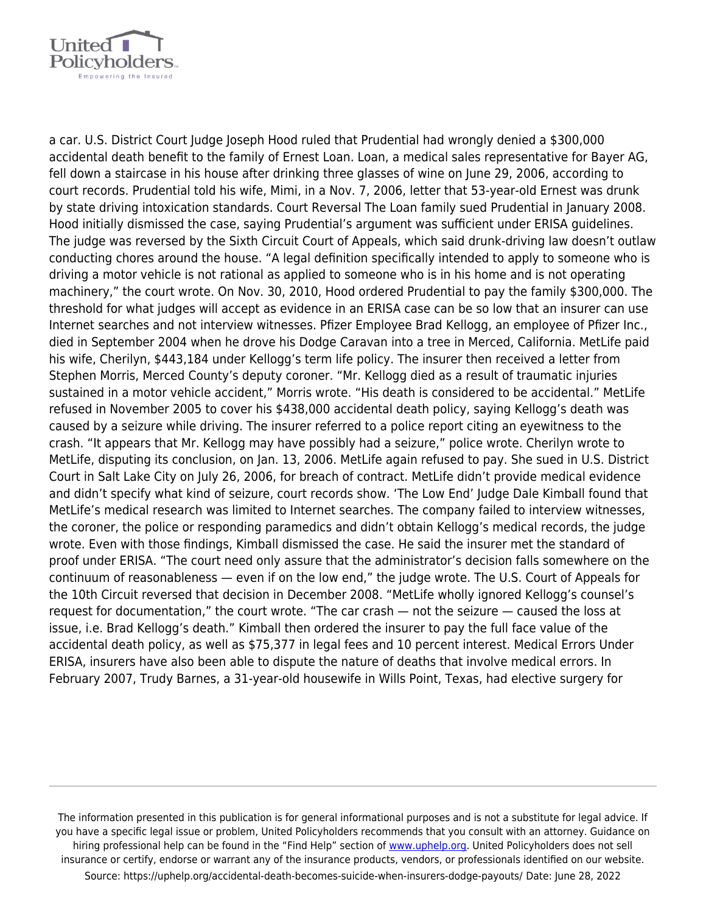a car. U.S. District Court Judge Joseph Hood ruled that Prudential had wrongly denied a $300,000 accidental death benefit to the family of Ernest Loan. Loan, a medical sales representative for Bayer AG, fell down a staircase in his house after drinking three glasses of wine on June 29, 2006, according to court records. Prudential told his wife, Mimi, in a Nov. 7, 2006, letter that 53-year-old Ernest was drunk by state driving intoxication standards. Court Reversal The Loan family sued Prudential in January 2008. Hood initially dismissed the case, saying Prudential's argument was sufficient under ERISA guidelines. The judge was reversed by the Sixth Circuit Court of Appeals, which said drunk-driving law doesn't outlaw conducting chores around the house. "A legal definition specifically intended to apply to someone who is driving a motor vehicle is not rational as applied to someone who is in his home and is not operating machinery," the court wrote. On Nov. 30, 2010, Hood ordered Prudential to pay the family $300,000. The threshold for what judges will accept as evidence in an ERISA case can be so low that an insurer can use Internet searches and not interview witnesses. Pfizer Employee Brad Kellogg, an employee of Pfizer Inc., died in September 2004 when he drove his Dodge Caravan into a tree in Merced, California. MetLife paid his wife, Cherilyn, $443,184 under Kellogg's term life policy. The insurer then received a letter from Stephen Morris, Merced County's deputy coroner. "Mr. Kellogg died as a result of traumatic injuries sustained in a motor vehicle accident," Morris wrote. "His death is considered to be accidental." MetLife refused in November 2005 to cover his $438,000 accidental death policy, saying Kellogg's death was caused by a seizure while driving. The insurer referred to a police report citing an eyewitness to the crash. "It appears that Mr. Kellogg may have possibly had a seizure," police wrote. Cherilyn wrote to MetLife, disputing its conclusion, on Jan. 13, 2006. MetLife again refused to pay. She sued in U.S. District Court in Salt Lake City on July 26, 2006, for breach of contract. MetLife didn't provide medical evidence and didn't specify what kind of seizure, court records show. 'The Low End' Judge Dale Kimball found that MetLife's medical research was limited to Internet searches. The company failed to interview witnesses, the coroner, the police or responding paramedics and didn't obtain Kellogg's medical records, the judge wrote. Even with those findings, Kimball dismissed the case. He said the insurer met the standard of proof under ERISA. "The court need only assure that the administrator's decision falls somewhere on the continuum of reasonableness — even if on the low end," the judge wrote. The U.S. Court of Appeals for the 10th Circuit reversed that decision in December 2008. "MetLife wholly ignored Kellogg's counsel's request for documentation," the court wrote. "The car crash — not the seizure — caused the loss at issue, i.e. Brad Kellogg's death." Kimball then ordered the insurer to pay the full face value of the accidental death policy, as well as $75,377 in legal fees and 10 percent interest. Medical Errors Under ERISA, insurers have also been able to dispute the nature of deaths that involve medical errors. In February 2007, Trudy Barnes, a 31-year-old housewife in Wills Point, Texas, had elective surgery for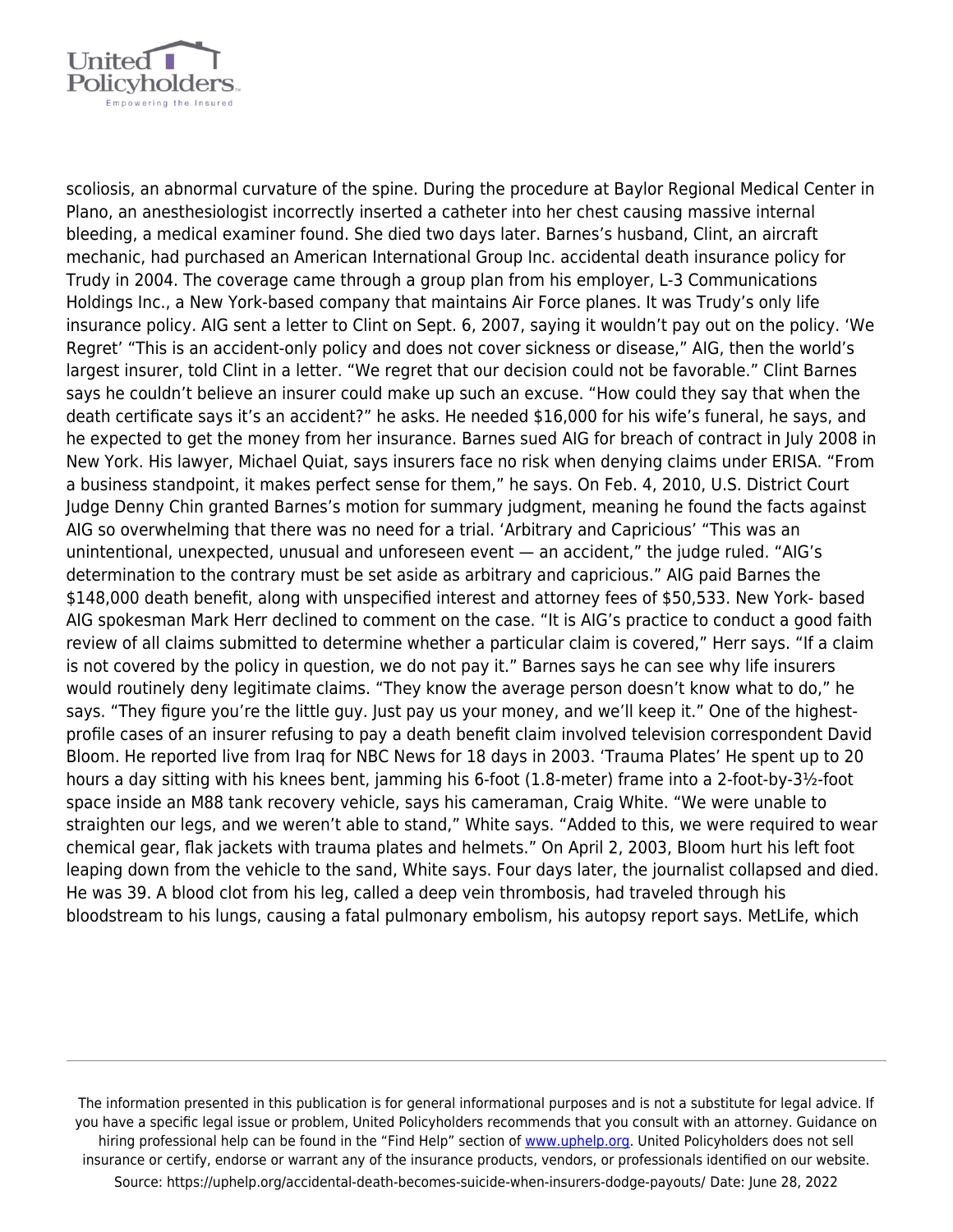scoliosis, an abnormal curvature of the spine. During the procedure at Baylor Regional Medical Center in Plano, an anesthesiologist incorrectly inserted a catheter into her chest causing massive internal bleeding, a medical examiner found. She died two days later. Barnes's husband, Clint, an aircraft mechanic, had purchased an American International Group Inc. accidental death insurance policy for Trudy in 2004. The coverage came through a group plan from his employer, L-3 Communications Holdings Inc., a New York-based company that maintains Air Force planes. It was Trudy's only life insurance policy. AIG sent a letter to Clint on Sept. 6, 2007, saying it wouldn't pay out on the policy. 'We Regret' "This is an accident-only policy and does not cover sickness or disease," AIG, then the world's largest insurer, told Clint in a letter. "We regret that our decision could not be favorable." Clint Barnes says he couldn't believe an insurer could make up such an excuse. "How could they say that when the death certificate says it's an accident?" he asks. He needed $16,000 for his wife's funeral, he says, and he expected to get the money from her insurance. Barnes sued AIG for breach of contract in July 2008 in New York. His lawyer, Michael Quiat, says insurers face no risk when denying claims under ERISA. "From a business standpoint, it makes perfect sense for them," he says. On Feb. 4, 2010, U.S. District Court Judge Denny Chin granted Barnes's motion for summary judgment, meaning he found the facts against AIG so overwhelming that there was no need for a trial. 'Arbitrary and Capricious' "This was an unintentional, unexpected, unusual and unforeseen event — an accident," the judge ruled. "AIG's determination to the contrary must be set aside as arbitrary and capricious." AIG paid Barnes the $148,000 death benefit, along with unspecified interest and attorney fees of $50,533. New York- based AIG spokesman Mark Herr declined to comment on the case. "It is AIG's practice to conduct a good faith review of all claims submitted to determine whether a particular claim is covered," Herr says. "If a claim is not covered by the policy in question, we do not pay it." Barnes says he can see why life insurers would routinely deny legitimate claims. "They know the average person doesn't know what to do," he says. "They figure you're the little guy. Just pay us your money, and we'll keep it." One of the highest-profile cases of an insurer refusing to pay a death benefit claim involved television correspondent David Bloom. He reported live from Iraq for NBC News for 18 days in 2003. 'Trauma Plates' He spent up to 20 hours a day sitting with his knees bent, jamming his 6-foot (1.8-meter) frame into a 2-foot-by-3½-foot space inside an M88 tank recovery vehicle, says his cameraman, Craig White. "We were unable to straighten our legs, and we weren't able to stand," White says. "Added to this, we were required to wear chemical gear, flak jackets with trauma plates and helmets." On April 2, 2003, Bloom hurt his left foot leaping down from the vehicle to the sand, White says. Four days later, the journalist collapsed and died. He was 39. A blood clot from his leg, called a deep vein thrombosis, had traveled through his bloodstream to his lungs, causing a fatal pulmonary embolism, his autopsy report says. MetLife, which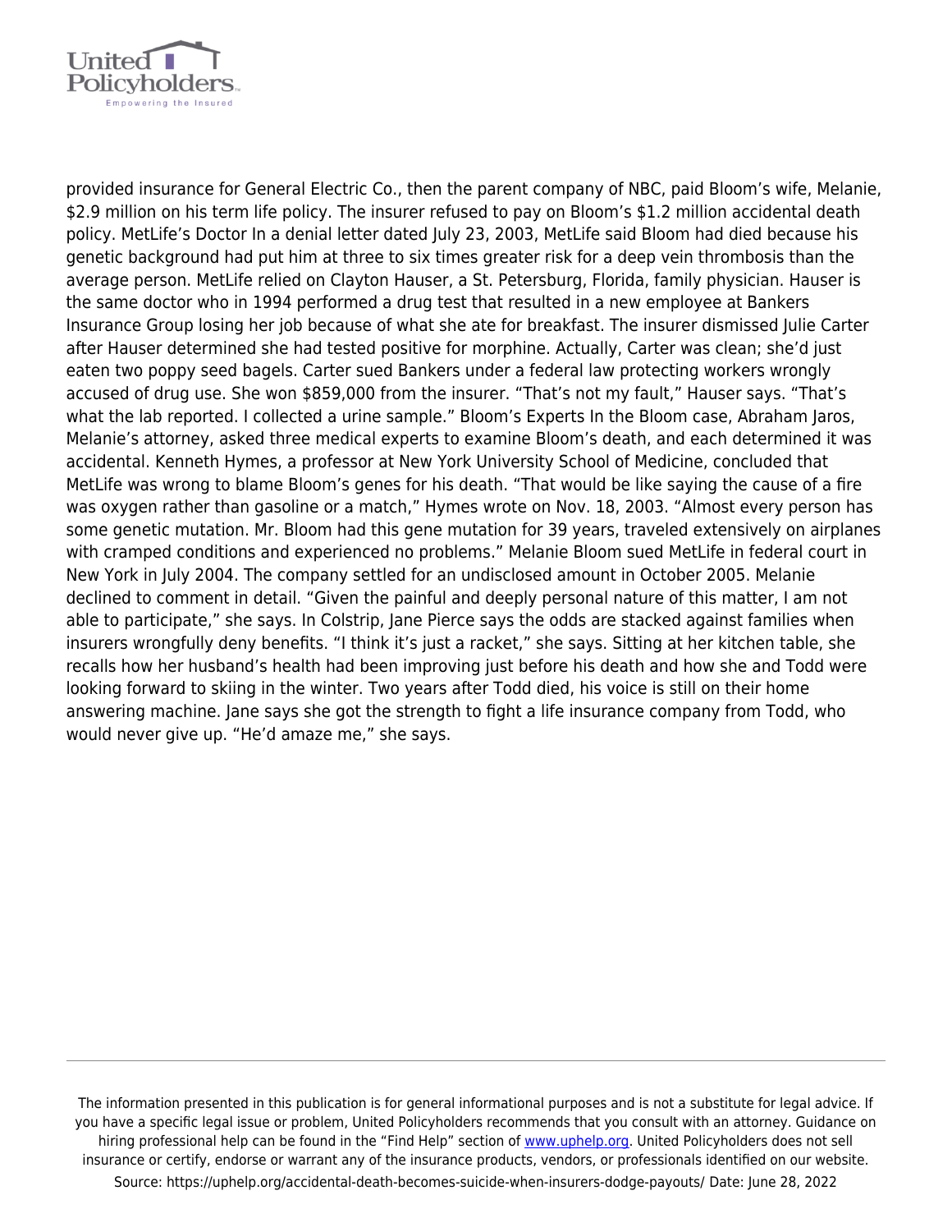provided insurance for General Electric Co., then the parent company of NBC, paid Bloom's wife, Melanie, $2.9 million on his term life policy. The insurer refused to pay on Bloom's $1.2 million accidental death policy. MetLife's Doctor In a denial letter dated July 23, 2003, MetLife said Bloom had died because his genetic background had put him at three to six times greater risk for a deep vein thrombosis than the average person. MetLife relied on Clayton Hauser, a St. Petersburg, Florida, family physician. Hauser is the same doctor who in 1994 performed a drug test that resulted in a new employee at Bankers Insurance Group losing her job because of what she ate for breakfast. The insurer dismissed Julie Carter after Hauser determined she had tested positive for morphine. Actually, Carter was clean; she'd just eaten two poppy seed bagels. Carter sued Bankers under a federal law protecting workers wrongly accused of drug use. She won $859,000 from the insurer. "That's not my fault," Hauser says. "That's what the lab reported. I collected a urine sample." Bloom's Experts In the Bloom case, Abraham Jaros, Melanie's attorney, asked three medical experts to examine Bloom's death, and each determined it was accidental. Kenneth Hymes, a professor at New York University School of Medicine, concluded that MetLife was wrong to blame Bloom's genes for his death. "That would be like saying the cause of a fire was oxygen rather than gasoline or a match," Hymes wrote on Nov. 18, 2003. "Almost every person has some genetic mutation. Mr. Bloom had this gene mutation for 39 years, traveled extensively on airplanes with cramped conditions and experienced no problems." Melanie Bloom sued MetLife in federal court in New York in July 2004. The company settled for an undisclosed amount in October 2005. Melanie declined to comment in detail. "Given the painful and deeply personal nature of this matter, I am not able to participate," she says. In Colstrip, Jane Pierce says the odds are stacked against families when insurers wrongfully deny benefits. "I think it's just a racket," she says. Sitting at her kitchen table, she recalls how her husband's health had been improving just before his death and how she and Todd were looking forward to skiing in the winter. Two years after Todd died, his voice is still on their home answering machine. Jane says she got the strength to fight a life insurance company from Todd, who would never give up. "He'd amaze me," she says.